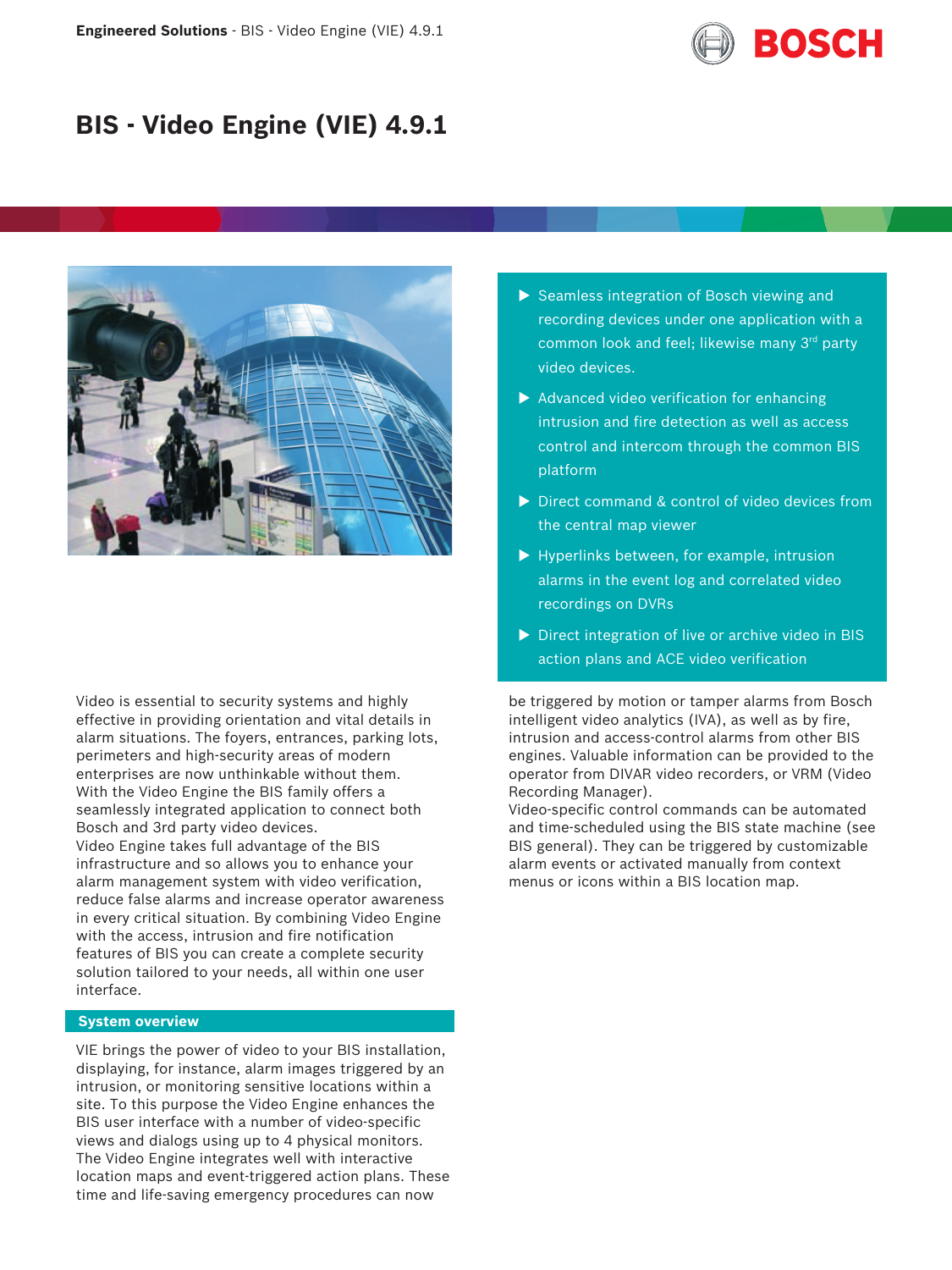# BIS - Video Engine (VIE) 4.9.1

- Seamless integration of Bosch viewing and recording devices under one application with a common look and feel; likewise many 3rd party video devices.
- Advanced video verification for enhancing intrusion and fire detection as well as access control and intercom through the common BIS platform
- Direct command & control of video devices from the central map viewer
- Hyperlinks between, for example, intrusion alarms in the event log and correlated video recordings on DVRs
- Direct integration of live or archive video in BIS action plans and ACE video verification

Video is essential to security systems and highly effective in providing orientation and vital details in alarm situations. The foyers, entrances, parking lots, perimeters and high-security areas of modern enterprises are now unthinkable without them.
With the Video Engine the BIS family offers a seamlessly integrated application to connect both Bosch and 3rd party video devices.
Video Engine takes full advantage of the BIS infrastructure and so allows you to enhance your alarm management system with video verification, reduce false alarms and increase operator awareness in every critical situation. By combining Video Engine with the access, intrusion and fire notification features of BIS you can create a complete security solution tailored to your needs, all within one user interface.

## System overview

VIE brings the power of video to your BIS installation, displaying, for instance, alarm images triggered by an intrusion, or monitoring sensitive locations within a site. To this purpose the Video Engine enhances the BIS user interface with a number of video-specific views and dialogs using up to 4 physical monitors.
The Video Engine integrates well with interactive location maps and event-triggered action plans. These time and life-saving emergency procedures can now be triggered by motion or tamper alarms from Bosch intelligent video analytics (IVA), as well as by fire, intrusion and access-control alarms from other BIS engines. Valuable information can be provided to the operator from DIVAR video recorders, or VRM (Video Recording Manager).
Video-specific control commands can be automated and time-scheduled using the BIS state machine (see BIS general). They can be triggered by customizable alarm events or activated manually from context menus or icons within a BIS location map.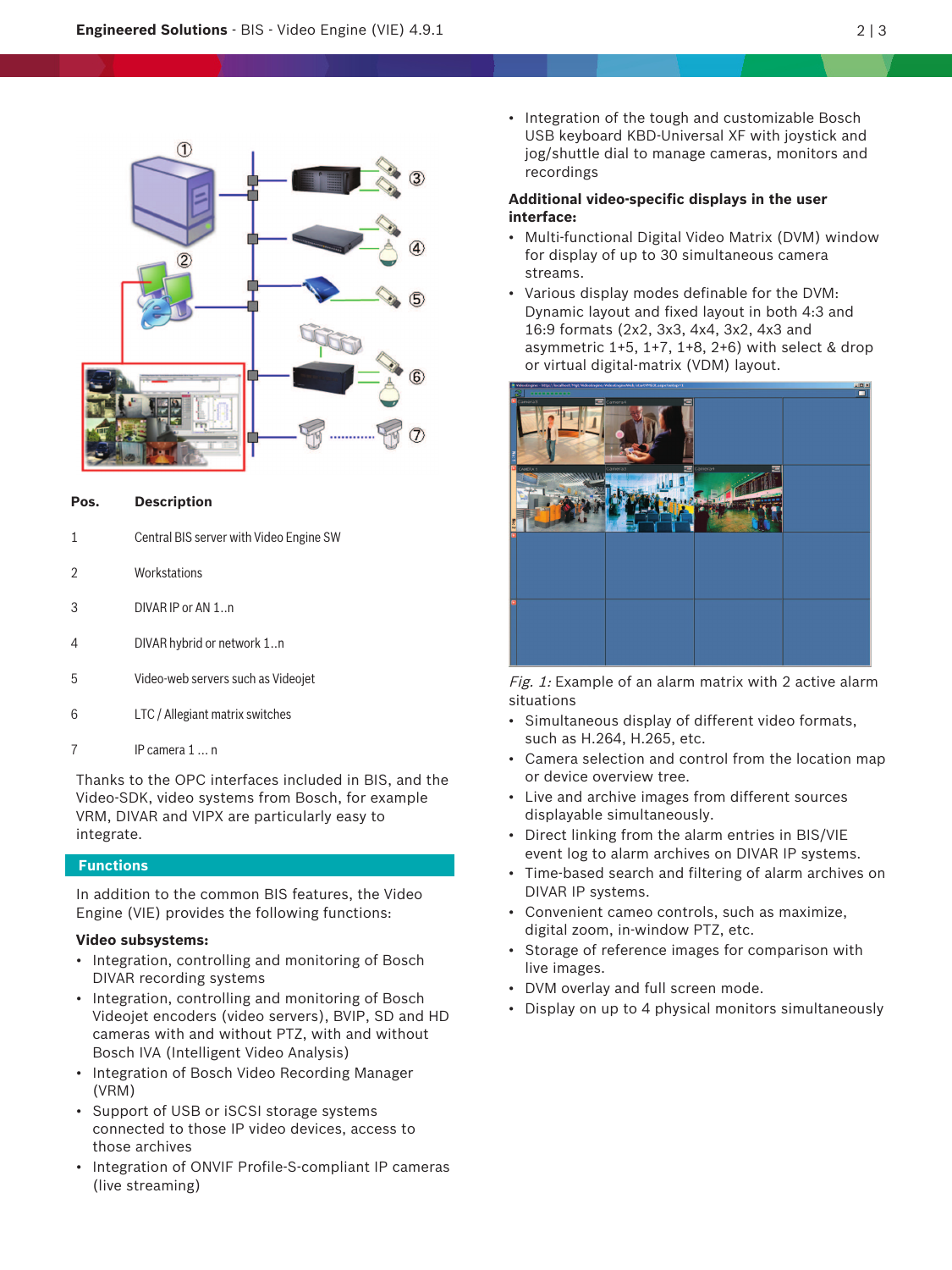| Pos. | Description |
| --- | --- |
| 1 | Central BIS server with Video Engine SW |
| 2 | Workstations |
| 3 | DIVAR IP or AN 1..n |
| 4 | DIVAR hybrid or network 1..n |
| 5 | Video-web servers such as Videojet |
| 6 | LTC / Allegiant matrix switches |
| 7 | IP camera 1 … n |

Thanks to the OPC interfaces included in BIS, and the Video-SDK, video systems from Bosch, for example VRM, DIVAR and VIPX are particularly easy to integrate.

## Functions

In addition to the common BIS features, the Video Engine (VIE) provides the following functions:

**Video subsystems:**

- Integration, controlling and monitoring of Bosch DIVAR recording systems
- Integration, controlling and monitoring of Bosch Videojet encoders (video servers), BVIP, SD and HD cameras with and without PTZ, with and without Bosch IVA (Intelligent Video Analysis)
- Integration of Bosch Video Recording Manager (VRM)
- Support of USB or iSCSI storage systems connected to those IP video devices, access to those archives
- Integration of ONVIF Profile-S-compliant IP cameras (live streaming)
- Integration of the tough and customizable Bosch USB keyboard KBD-Universal XF with joystick and jog/shuttle dial to manage cameras, monitors and recordings

**Additional video-specific displays in the user interface:**

- Multi-functional Digital Video Matrix (DVM) window for display of up to 30 simultaneous camera streams.
- Various display modes definable for the DVM: Dynamic layout and fixed layout in both 4:3 and 16:9 formats (2x2, 3x3, 4x4, 3x2, 4x3 and asymmetric 1+5, 1+7, 1+8, 2+6) with select & drop or virtual digital-matrix (VDM) layout.

*Fig. 1:* Example of an alarm matrix with 2 active alarm situations

- Simultaneous display of different video formats, such as H.264, H.265, etc.
- Camera selection and control from the location map or device overview tree.
- Live and archive images from different sources displayable simultaneously.
- Direct linking from the alarm entries in BIS/VIE event log to alarm archives on DIVAR IP systems.
- Time-based search and filtering of alarm archives on DIVAR IP systems.
- Convenient cameo controls, such as maximize, digital zoom, in-window PTZ, etc.
- Storage of reference images for comparison with live images.
- DVM overlay and full screen mode.
- Display on up to 4 physical monitors simultaneously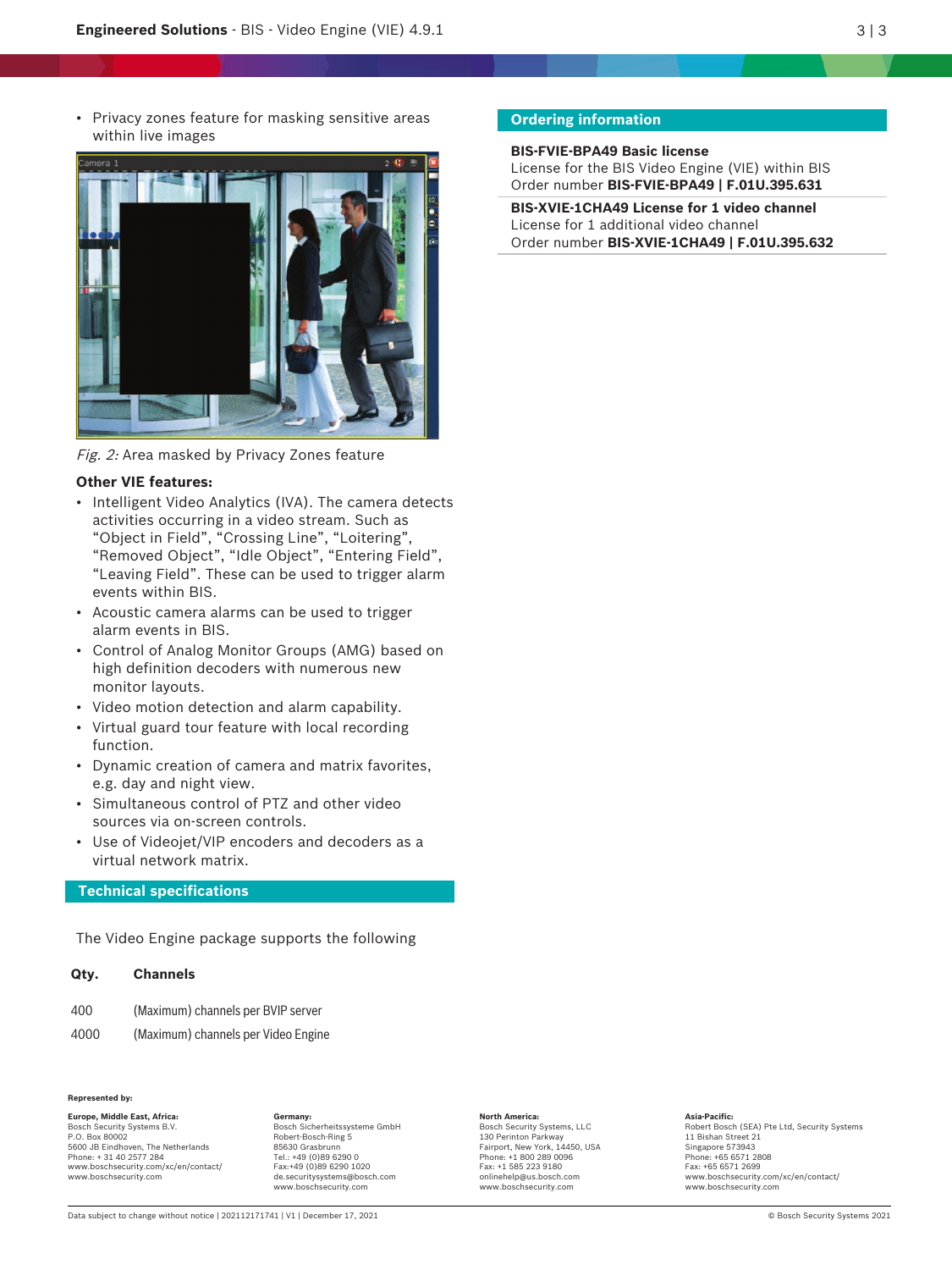- Privacy zones feature for masking sensitive areas within live images

*Fig. 2:* Area masked by Privacy Zones feature

**Other VIE features:**

- Intelligent Video Analytics (IVA). The camera detects activities occurring in a video stream. Such as “Object in Field”, “Crossing Line”, “Loitering”, “Removed Object”, “Idle Object”, “Entering Field”, “Leaving Field”. These can be used to trigger alarm events within BIS.
- Acoustic camera alarms can be used to trigger alarm events in BIS.
- Control of Analog Monitor Groups (AMG) based on high definition decoders with numerous new monitor layouts.
- Video motion detection and alarm capability.
- Virtual guard tour feature with local recording function.
- Dynamic creation of camera and matrix favorites, e.g. day and night view.
- Simultaneous control of PTZ and other video sources via on-screen controls.
- Use of Videojet/VIP encoders and decoders as a virtual network matrix.

## Technical specifications

The Video Engine package supports the following

| Qty. | Channels |
| --- | --- |
| 400 | (Maximum) channels per BVIP server |
| 4000 | (Maximum) channels per Video Engine |

## Ordering information

**BIS-FVIE-BPA49 Basic license**
License for the BIS Video Engine (VIE) within BIS
Order number **BIS-FVIE-BPA49 | F.01U.395.631**

**BIS-XVIE-1CHA49 License for 1 video channel**
License for 1 additional video channel
Order number **BIS-XVIE-1CHA49 | F.01U.395.632**

**Represented by:**

**Europe, Middle East, Africa:**
Bosch Security Systems B.V.
P.O. Box 80002
5600 JB Eindhoven, The Netherlands
Phone: + 31 40 2577 284
www.boschsecurity.com/xc/en/contact/
www.boschsecurity.com

**Germany:**
Bosch Sicherheitssysteme GmbH
Robert-Bosch-Ring 5
85630 Grasbrunn
Tel.: +49 (0)89 6290 0
Fax:+49 (0)89 6290 1020
de.securitysystems@bosch.com
www.boschsecurity.com

**North America:**
Bosch Security Systems, LLC
130 Perinton Parkway
Fairport, New York, 14450, USA
Phone: +1 800 289 0096
Fax: +1 585 223 9180
onlinehelp@us.bosch.com
www.boschsecurity.com

**Asia-Pacific:**
Robert Bosch (SEA) Pte Ltd, Security Systems
11 Bishan Street 21
Singapore 573943
Phone: +65 6571 2808
Fax: +65 6571 2699
www.boschsecurity.com/xc/en/contact/
www.boschsecurity.com

Data subject to change without notice | 202112171741 | V1 | December 17, 2021

© Bosch Security Systems 2021